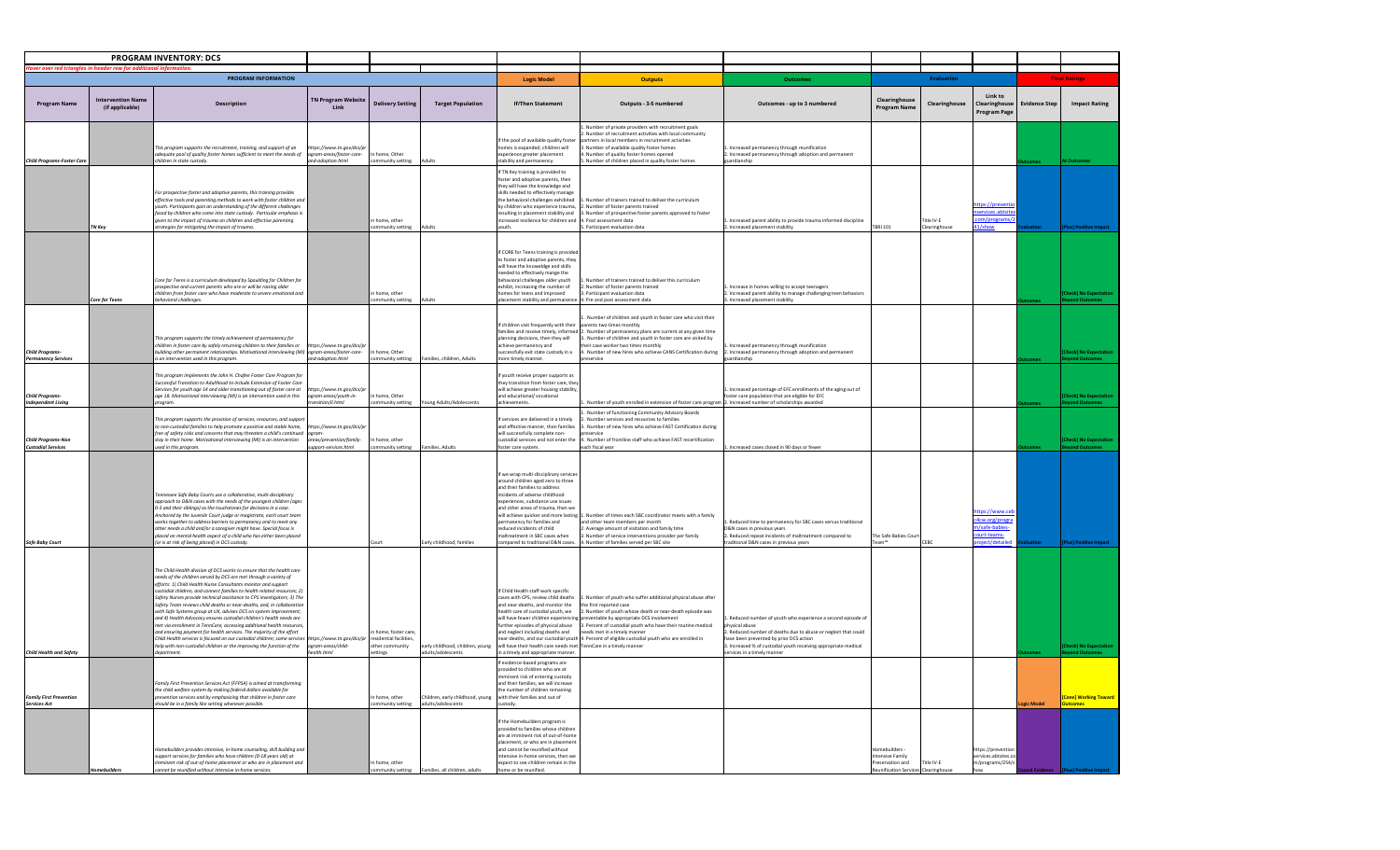# PROGRAM INVENTORY: DCS

*Hover over red triangles in header row for additional information.*

| PROGRAM INFORMATION | | | | | | Logic Model | Outputs | Outcomes | Evaluation | | | Final Ratings | |
|---|---|---|---|---|---|---|---|---|---|---|---|---|---|
| **Program Name** | **Intervention Name (if applicable)** | **Description** | **TN Program Website Link** | **Delivery Setting** | **Target Population** | **If/Then Statement** | **Outputs - 3-5 numbered** | **Outcomes - up to 3 numbered** | **Clearinghouse Program Name** | **Clearinghouse** | **Link to Clearinghouse Program Page** | **Evidence Step** | **Impact Rating** |
| Child Programs-Foster Care | | This program supports the recruitment, training, and support of an adequate pool of quality foster homes sufficient to meet the needs of children in state custody. | https://www.tn.gov/dcs/program-areas/foster-care-and-adoption.html | In home, Other community setting | Adults | If the pool of available quality foster homes is expanded, children will experience greater placement stability and permanency. | 1. Number of private providers with recruitment goals 2. Number of recruitment activities with local community partners in local members in recruitment activities 3. Number of available quality foster homes 4. Number of quality foster homes opened 5. Number of children placed in quality foster homes | 1. Increased permanency through reunification 2. Increased permanency through adoption and permanent guardianship | | | | Outcomes | At Outcomes |
| | TN Key | For prospective foster and adoptive parents, this training provides effective tools and parenting methods to work with foster children and youth. Participants gain an understanding of the different challenges faced by children who come into state custody. Particular emphasis is given to the impact of trauma on children and effective parenting strategies for mitigating the impact of trauma. | | In home, other community setting | Adults | If TN Key training is provided to foster and adoptive parents, then they will have the knowledge and skills needed to effectively manage the behavioral challenges exhibited by children who experience trauma, resulting in placement stability and increased resilience for children and youth. | 1. Number of trainers trained to deliver the curriculum 2. Number of foster parents trained 3. Number of prospective foster parents approved to foster 4. Post assessment data 5. Participant evaluation data | 1. Increased parent ability to provide trauma informed discipline 2. Increased placement stability | TBRI 101 | Title IV-E Clearinghouse | https://preventionservices.abtsites.com/programs/241/show | Evaluation | [Plus] Positive Impact |
| | Core for Teens | Core for Teens is a curriculum developed by Spaulding for Children for prospective and current parents who are or will be raising older children from foster care who have moderate to severe emotional and behavioral challenges. | | In home, other community setting | Adults | If CORE for Teens training is provided to foster and adoptive parents, they will have the knowledge and skills needed to effectively mange the behavioral challenges older youth exhibit, increasing the number of homes for teens and improved placement stability and permanence. | 1. Number of trainers trained to deliver this curriculum 2. Number of foster parents trained 3. Participant evaluation data 4. Pre and post assessment data | 1. Increase in homes willing to accept teenagers 2. Increased parent ability to manage challenging teen behaviors 3. Increased placement stability | | | | Outcomes | [Check] No Expectation Beyond Outcomes |
| Child Programs-Permanency Services | | This program supports the timely achievement of permanency for children in foster care by safely returning children to their families or building other permanent relationships. Motivational Interviewing (MI) is an intervention used in this program. | https://www.tn.gov/dcs/program-areas/foster-care-and-adoption.html | In home, Other community setting | Families, children, Adults | If children visit frequently with their families and receive timely, informed planning decisions, then they will achieve permanency and successfully exit state custody in a more timely manner. | 1. Number of children and youth in foster care who visit their parents two times monthly 2. Number of permanency plans are current at any given time 3. Number of children and youth in foster care are visited by their case worker two times monthly 4. Number of new hires who achieve CANS Certification during preservice | 1. Increased permanency through reunification 2. Increased permanency through adoption and permanent guardianship | | | | Outcomes | [Check] No Expectation Beyond Outcomes |
| Child Programs-Independent Living | | This program implements the John H. Chafee Foster Care Program for Successful Transition to Adulthood to include Extension of Foster Care Services for youth age 14 and older transitioning out of foster care at age 18. Motivational Interviewing (MI) is an intervention used in this program. | https://www.tn.gov/dcs/program-areas/youth-in-transition/il.html | In home, Other community setting | Young Adults/Adolescents | If youth receive proper supports as they transition from foster care, they will achieve greater housing stability and educational/ vocational achievements. | 1. Number of youth enrolled in extension of foster care program | 1. Increased percentage of EFC enrollments of the aging out of foster care population that are eligible for EFC 2. Increased number of scholarships awarded | | | | Outcomes | [Check] No Expectation Beyond Outcomes |
| Child Programs-Non Custodial Services | | This program supports the provision of services, resources, and support to non-custodial families to help promote a positive and stable home, free of safety risks and concerns that may threaten a child's continued stay in their home. Motivational Interviewing (MI) is an intervention used in this program. | https://www.tn.gov/dcs/program-areas/prevention/family-support-services.html | In home, other community setting | Families, Adults | If services are delivered in a timely and effective manner, then families will successfully complete non-custodial services and not enter the foster care system. | 1. Number of functioning Community Advisory Boards 2. Number services and resources to families 3. Number of new hires who achieve FAST Certification during preservice 4. Number of frontline staff who achieve FAST recertification each fiscal year | 1. Increased cases closed in 90 days or fewer | | | | Outcomes | [Check] No Expectation Beyond Outcomes |
| Safe Baby Court | | Tennessee Safe Baby Courts use a collaborative, multi-disciplinary approach to D&N cases with the needs of the youngest children (ages 0-3 and their siblings) as the touchstones for decisions in a case. Anchored by the Juvenile Court judge or magistrate, each court team works together to address barriers to permanency and to meet any other needs a child and/or a caregiver might have. Special focus is placed on mental health aspect of a child who has either been placed (or is at risk of being placed) in DCS custody. | | Court | Early childhood, families | If we wrap multi-disciplinary services around children aged zero to three and their families to address incidents of adverse childhood experiences, substance use issues and other areas of trauma, then we will achieve quicker and more lasting permanency for families and reduced incidents of child maltreatment in SBC cases when compared to traditional D&N cases. | 1. Number of times each SBC coordinator meets with a family and other team members per month 2. Average amount of visitation and family time 3. Number of service interventions provider per family 4. Number of families served per SBC site | 1. Reduced time to permanency for SBC cases versus traditional D&N cases in previous years 2. Reduced repeat incidents of maltreatment compared to traditional D&N cases in previous years | The Safe Babies Court Team™ | CEBC | https://www.cebc4cw.org/program/safe-babies-court-teams-project/detailed | Evaluation | [Plus] Positive Impact |
| Child Health and Safety | | The Child Health division of DCS works to ensure that the health care needs of the children served by DCS are met through a variety of efforts: 1) Child Health Nurse Consultants monitor and support custodial children, and connect families to health related resources; 2) Safety Nurses provide technical assistance to CPS investigators; 3) The Safety Team reviews child deaths or near-deaths, and, in collaboration with Safe Systems group at UK, advises DCS on system improvement; and 4) Health Advocacy ensures custodial children's health needs are met via enrollment in TennCare, accessing additional health resources, and ensuring payment for health services. The majority of the effort Child Health services is focused on our custodial children; some services help with non-custodial children or the improving the function of the department. | https://www.tn.gov/dcs/program-areas/child-health.html | In home, foster care, residential facilities, other community settings | early childhood, children, young adults/adolescents | If Child Health staff work specific cases with CPS, review child deaths and near-deaths, and monitor the health care of custodial youth, we will have fewer children experiencing further episodes of physical abuse and neglect including deaths and near-deaths, and our custodial youth will have their health care needs met in a timely and appropriate manner. | 1. Number of youth who suffer additional physical abuse after the first reported case 2. Number of youth whose death or near-death episode was preventable by appropriate DCS involvement 3. Percent of custodial youth who have their routine medical needs met in a timely manner 4. Percent of eligible custodial youth who are enrolled in TennCare in a timely manner | 1. Reduced number of youth who experience a second episode of physical abuse 2. Reduced number of deaths due to abuse or neglect that could have been prevented by prior DCS action 3. Increased % of custodial youth receiving appropriate medical services in a timely manner | | | | Outcomes | [Check] No Expectation Beyond Outcomes |
| Family First Prevention Services Act | | Family First Prevention Services Act (FFPSA) is aimed at transforming the child welfare system by making federal dollars available for prevention services and by emphasizing that children in foster care should be in a family like setting whenever possible. | | In home, other community setting | Children, early childhood, young adults/adolescents | If evidence-based programs are provided to children who are at imminent risk of entering custody and their families, we will increase the number of children remaining with their families and out of custody. | | | | | | Logic Model | [Cone] Working Toward Outcomes |
| | Homebuilders | Homebuilders provides intensive, in-home counseling, skill building and support services for families who have children (0-18 years old) at imminent risk of out-of-home placement or who are in placement and cannot be reunified without intensive in-home services. | | In home, other community setting | Families, all children, adults | If the Homebuilders program is provided to families whose children are at imminent risk of out-of-home placement, or who are in placement and cannot be reunified without intensive in-home services, then we expect to see children remain in the home or be reunified. | | | Homebuilders - Intensive Family Preservation and Reunification Services | Title IV-E Clearinghouse | https://preventionservices.abtsites.com/programs/254/show | Causal Evidence | [Plus] Positive Impact |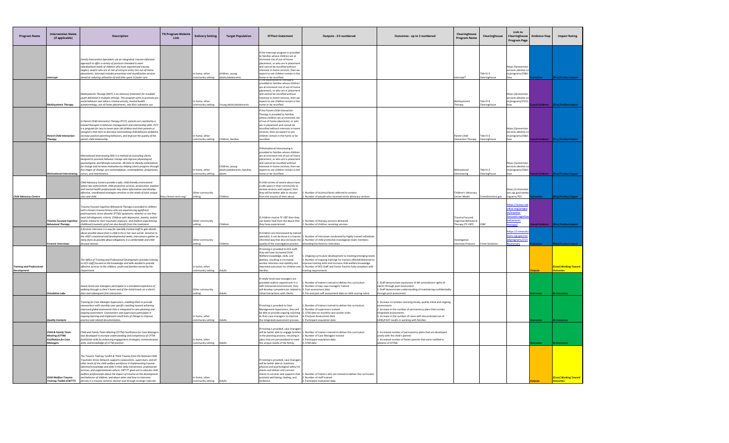| Program Name | Intervention Name (if applicable) | Description | TN Program Website Link | Delivery Setting | Target Population | If/Then Statement | Outputs - 3-5 numbered | Outcomes - up to 3 numbered | Clearinghouse Program Name | Clearinghouse | Link to Clearinghouse Program Page | Evidence Step | Impact Rating |
|---|---|---|---|---|---|---|---|---|---|---|---|---|---|
| | Intercept | Family Intervention Specialists use an integrated, trauma-informed approach to offer a variety of practices intended to meet individualized needs of children who have experienced trauma, neglect, and/or who are at risk of entry/re-entry into out-of-home placements. Intercept includes prevention and reunification services aimed at reducing utilization of and time spent in foster care. | | In home, other community setting | children, young adults/adolescents | If the intercept program is provided to families whose children are at imminent risk of out-of-home placement, or who are in placement and cannot be reunified without intensive in-home services, then we expect to see children remain in the home or be reunified. | | | Intercept* | Title IV-E Clearinghouse | https://preventionservices.abtsites.com/programs/238/show | Evaluation | [Plus] Positive Impact |
| | Multisystemic Therapy | Multisystemic Therapy (MST) is an intensive treatment for troubled youth delivered in multiple settings. This program aims to promote pro-social behavior and reduce criminal activity, mental health symptomology, out-of-home placements, and illicit substance use. | | In home, other community setting | Young adults/adolescents | If the Multisystemic therapy is provided to families whose children are at imminent risk of out-of-home placement, or who are in placement and cannot be reunified without intensive in-home services, then we expect to see children remain in the home or be reunified. | | | Multisystemic Therapy | Title IV-E Clearinghouse | https://preventionservices.abtsites.com/programs/257/show | Causal Evidence | [Plus] Positive Impact |
| | Parent Child Interaction Therapy | In Parent-Child Interaction Therapy (PCIT), parents are coached by a trained therapist in behavior-management and relationship skills. PCIT is a program for two to seven-year old children and their parents or caregivers that aims to decrease externalizing child behavior problems, increase positive parenting behaviors, and improve the quality of the parent-child relationship. | | In home, other community setting | Children, families | If the Parent-Child Interaction Therapy is provided to families whose children are at imminent risk of out-of-home placement, or who are in placement and cannot be reunified without intensive in-home services, then we expect to see children remain in the home or be reunified. | | | Parent-Child Interaction Therapy | Title IV-E Clearinghouse | https://preventionservices.abtsites.com/programs/258/show | Causal Evidence | [Plus] Positive Impact |
| | Motivational Interviewing | Motivational Interviewing (MI) is a method of counseling clients designed to promote behavior change and improve physiological, psychological, and lifestyle outcomes. MI aims to identify ambivalence for change and increase motivation by helping clients progress through five stages of change: pre-contemplation, contemplation, preparation, action, and maintenance. | | In home, other community setting | Children, young adults/adolescents, families, adults | If Motivational Interviewing is provided to families whose children are at imminent risk of out-of-home placement, or who are in placement and cannot be reunified without intensive in-home services, then we expect to see children remain in the home or be reunified. | | | Motivational Interviewing | Title IV-E Clearinghouse | https://preventionservices.abtsites.com/programs/256/show | Causal Evidence | [Plus] Positive Impact |
| Child Advocacy Centers | | Child Advocacy Centers provide a safe, child-friendly environment where law enforcement, child protective services, prosecution, medical and mental health professionals may share information and develop effective, coordinated strategies sensitive to the needs of each unique case and child. | http://www.cactn.org/ | Other community setting | Children | If child victims of severe abuse have a safe space in their community to receive services and support, then they will be better able to recover from the trauma of their abuse. | 1. Number of victims/clients referred to centers<br>2. Number of people who received victim advocacy services | | Children's Advocacy Center Model | CrimeSolutions.gov | https://crimesolutions.ojp.gov/ratedprograms/703 | Evaluation | [Plus] Positive Impact |
| | Trauma Focused Cognitive Behavioral Therapy | Trauma Focused Cognitive Behavioral Therapy is provided to children with a known trauma history who are experiencing significant posttraumatic stress disorder (PTSD) symptoms, whether or not they meet full diagnostic criteria. Children with depression, anxiety, and/or shame related to their traumatic exposure, and children experiencing childhood traumatic grief can also benefit from the treatment. | | Other community setting | Children | If children receive TF-CBT then they can better heal from the abuse that they have experienced. | 1. Number of therapy sessions delivered<br>2. Number of children receiving services | | Trauma-Focused Cognitive-Behavioral Therapy (TF-CBT) | CEBC | https://www.cebc4cw.org/program/trauma-focused-cognitive-behavioral-therapy/ | Causal Evidence | [Plus] Positive Impact |
| | Forensic Interviews | A forensic interview is a way for specially trained staff to gain details about possible abuse from a child in his or her own words. Sensitive to the child's emotional and developmental needs, interviewers gather as many facts as possible about allegations in a comfortable and child-focused manner. | | Other community setting | Children | If children are interviewed by trained specialist, it can be done in a trauma informed way that also increases the quality of the investigative process. | 1. Number of interviews conducted by highly trained individuals<br>2. Number of child protective investigative team members attending the forensic interviews | | Investigative Interview Protocol | Crime Solutions | https://crimesolutions.ojp.gov/ratedprograms/213#summary | Evaluation | [Plus] Positive Impact |
| Training and Professional Development | | The Office of Training and Professional Development provides training to DCS staff focused on the knowledge and skills needed to provide effective services to the children, youth and families served by the Department. | | In home, other community setting | Adults | If training is provided to DCS staff, they will have increased Child Welfare knowledge, skills, and abilities, resulting in increased worker retention and stability and improved outcomes for children and families. | 1. Ongoing curriculum development to meeting emerging needs<br>2. Number of ongoing trainings for trainers offered/delivered to improve training skills and increase child welfare knowledge<br>3. Number of DCS Staff and Foster Parents fully compliant with training requirements | | | | | Outputs | [Core] Working Toward Outcomes |
| | Simulation Labs | Newly hired case managers participate in a simulated experience of walking through a client's home and of the initial knock on a client's door and subsequent first interaction. | | Other community setting | Adults | If newly hired case managers are provided realistic experiences in a safe interactive environment, they will develop competencies related to initial interactions with clients. | 1. Number of trainers trained to deliver this curriculum<br>2. Number of new case managers trained<br>3. Post assessment data<br>4. Pre and post self-assessment data on skills scoring rubric | 1. Staff demonstrate awareness of 4th amendment rights of clients through post assessment<br>2. Staff demonstrates understanding of maintaining confidentiality through post assessment | | | | Outcomes | At Outcomes |
| | Quality Contacts | Training for Case Manager Supervisors, enabling them to provide caseworkers with monthly case specific coaching toward achieving improved global assessment that is integrated in case planning and ongoing assessment. Caseworkers and supervisors participate in ongoing learning and implement small tests of change to improve practice and related documentation. | | In home, other community setting | Adults | If training is provided to Case Management Supervisors, they will be able to provide ongoing coaching to their case managers to improve the integrated assessment process. | 1. Number of trainers trained to deliver the curriculum<br>2. Number of supervisors trained<br>3. CFSR data on monthly case worker visits<br>4. Pre/post Assessment data<br>5. Participant evaluation data | 1. Increase in Families receiving timely, quality initial and ongoing assessments<br>2. Increase in the number of permanency plans that contain integrated assessments<br>3. Increase in the number of cases with documented use of CANS/FAST results in working with families | | | | Outcomes | At Outcomes |
| | Child & Family Team Meeting (CFTM) Facilitation for Case Managers | Child and Family Team Meeting (CFTM) Facilitation for Case Managers was developed to increase understanding and competency of CFTM facilitation skills by enhancing engagement strategies, communication skills, and knowledge of CFTM practice. | | In home, other community setting | Adults | If training is provided, case managers will be better able to engage families in the planning process, resulting in plans that are personalized to meet the unique needs of the family. | 1. Number of trainers trained to deliver this curriculum<br>2. Number of Case Managers trained<br>3. Participant evaluation data<br>4. CFSR data | 1. Increased number of permanency plans that are developed jointly with the child's parents<br>2. Increased number of foster parents that were notified in advance of CFTMs | | | | Outcomes | At Outcomes |
| | Child Welfare Trauma Training Toolkit (CWTTT) | The Trauma Training Toolkit & Think Trauma from the National Child Traumatic Stress Network supports caseworkers, supervisors, and all other levels of the child welfare workforce in implementing trauma-informed knowledge and skills in their daily interactions, professional services, and organizational culture. CWTTT goals are to educate child welfare professionals about the impact of trauma on the development and behavior of children, and about when and how to intervene directly in a trauma-sensitive manner and through strategic referrals. | | In home, other community setting | Adults | If training is provided, case managers will be better able to maximize physical and psychological safety for clients and deliver and connect clients to services and supports that promote well-being, healing, and resilience. | 1. Number of trainers who are trained to deliver the curriculum<br>2. Number of staff trained<br>3. Participant evaluation data | | | | | Outputs | [Core] Working Toward Outcomes |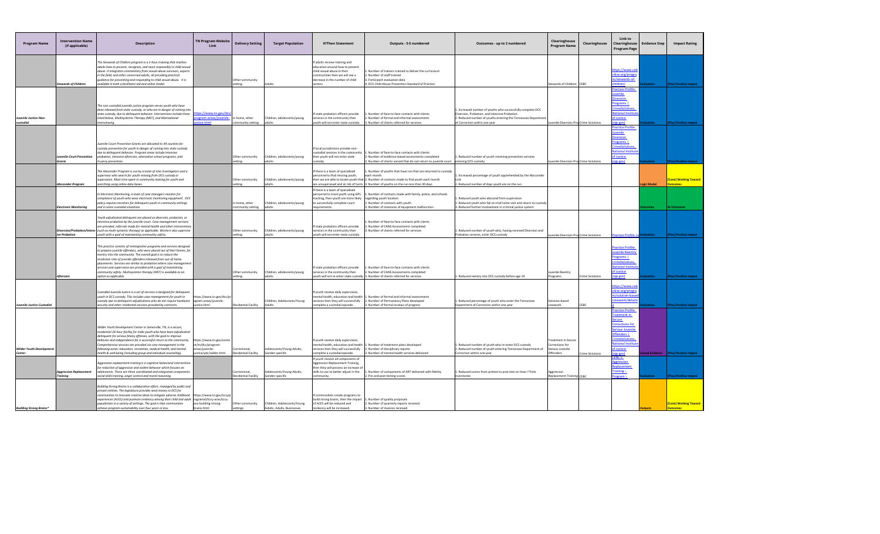| Program Name | Intervention Name (if applicable) | Description | TN Program Website Link | Delivery Setting | Target Population | If/Then Statement | Outputs - 3-5 numbered | Outcomes - up to 3 numbered | Clearinghouse Program Name | Clearinghouse | Link to Clearinghouse Program Page | Evidence Step | Impact Rating |
|---|---|---|---|---|---|---|---|---|---|---|---|---|---|
| | Stewards of Children | The Stewards of Children program is a 2-hour training that teaches adults how to prevent, recognize, and react responsibly to child sexual abuse. It integrates commentary from sexual abuse survivors, experts in the field, and other concerned adults, all providing practical guidance for preventing and responding to child sexual abuse. It is available in both a facilitator-led and online model. | | Other community setting | Adults | If adults receive training and education around how to prevent child sexual abuse in their communities then we will see a decrease in the number of child victims. | 1. Number of trainers trained to deliver the curriculum 2. Number of staff trained 3. Participant evaluation data 4. DCS Child Abuse Prevention Standard of Practice | | Stewards of Children | CEBC | https://www.cebc4cw.org/program/stewards-of-children/ | Evaluation | [Plus] Positive Impact |
| Juvenile Justice-Non-custodial | | The non-custodial juvenile justice program serves youth who have been released from state custody, or who are in danger of coming into state custody, due to delinquent behavior. Interventions include those listed below, Multisystemic Therapy (MST), and Motivational Interviewing. | https://www.tn.gov/dcs/program-areas/juvenile-justice.html | In home, other community setting | Children, adolescents/young adults | If state probation officers provide services in the community then youth will not enter state custody. | 1. Number of face-to-face contacts with clients 2. Number of formal and informal assessments 3. Number of clients referred for services | 1. Increased number of youths who successfully complete DCS Diversion, Probation, and Intensive Probation 2. Reduced number of youths entering the Tennessee Department of Correction within one-year | Juvenile Diversion Programs | Crime Solutions | Practice Profile: Juvenile Diversion Programs \| CrimeSolutions, National Institute of Justice (ojp.gov) | Evaluation | [Plus] Positive Impact |
| | Juvenile Court Prevention Grants | Juvenile Court Prevention Grants are allocated to 44 counties for custody prevention for youth in danger of coming into state custody due to delinquent behavior. Program areas include intensive probation, intensive aftercare, alternative school programs, and truancy prevention. | | Other community setting | Children, adolescents/young adults | If local jurisdictions provide non-custodial services in the community then youth will not enter state custody. | 1. Number of face-to-face contacts with clients 2. Number of evidence-based assessments completed 3. Number of clients served that do not return to juvenile court | 1. Reduced number of youth receiving prevention services entering DCS custody | Juvenile Diversion Programs | Crime Solutions | Practice Profile: Juvenile Diversion Programs \| CrimeSolutions, National Institute of Justice (ojp.gov) | Evaluation | [Plus] Positive Impact |
| | Absconder Program | The Absconder Program is run by a team of nine investigators and a supervisor who search for youth missing from DCS custody or supervision. Most time spent in community looking for youth and searching using online data bases. | | Other community setting | Children, adolescents/young adults | If there is a team of specialized personnel to find missing youth, then we are able to locate youth that are unsupervised and at risk of harm. | 1. Number of youths that have run that are returned to custody each month 2. Number of contacts made to find youth each month 3. Number of youths on the run less than 30 days | 1. Increased percentage of youth apprehended by the Absconder Unit 2. Reduced number of days youth are on the run | | | | Logic Model | [Cone] Working Toward Outcomes |
| | Electronic Monitoring | In Electronic Monitoring, a team of case managers monitor for compliance of youth who wear electronic monitoring equipment. DCS policy requires monitors for delinquent youth in community settings and in some custodial situations. | | In home, other community setting | Children, adolescents/young adults | If there is a team of specialized personnel to track youth using GPS tracking, then youth are more likely to successfully complete court requirements. | 1. Number of contacts made with family, police, and schools regarding youth location 2. Number of contacts with youth 3. Number of instances of equipment malfunction | 1. Reduced youth who abscond from supervision 2. Reduced youth who fail on trial home visit and return to custody 3. Reduced further involvement in criminal justice system | | | | Outcomes | At Outcomes |
| | Diversion/Probation/Intensive Probation | Youth adjudicated delinquent are placed on diversion, probation, or intensive probation by the juvenile court. Case management services are provided, referrals made for mental health and other interventions (such as multi-systemic therapy) as applicable. Workers also supervise youth with a goal of maintaining community safety. | | Other community setting | Children, adolescents/young adults | If state probation officers provide services in the community then youth will not enter state custody. | 1. Number of face-to-face contacts with clients 2. Number of CANS Assessments completed 3. Number of clients referred for services | 1. Reduced number of youth who, having received Diversion and Probation services, enter DCS custody | Juvenile Diversion Programs | Crime Solutions | Practice Profile: Ju | Evaluation | [Plus] Positive Impact |
| | Aftercare | This practice consists of reintegrative programs and services designed to prepare juvenile offenders, who were placed out of their homes, for reentry into the community. The overall goal is to reduce the recidivism rate of juvenile offenders released from out-of-home placements. Services are similar to probation where case management services and supervision are provided with a goal of maintaining community safety. Multisystemic therapy (MST) is available as an option as applicable. | | Other community setting | Children, adolescents/young adults | If state probation officers provide services in the community then youth will not re-enter state custody. | 1. Number of face-to-face contacts with clients 2. Number of CANS Assessments completed 3. Number of clients referred for services | 1. Reduced reentry into DCS custody before age 19 | Juvenile Reentry Programs | Crime Solutions | Practice Profile: Juvenile Reentry Programs \| CrimeSolutions, National Institute of Justice (ojp.gov) | Evaluation | [Plus] Positive Impact |
| Juvenile Justice-Custodial | | Custodial Juvenile Justice is a set of services is designed for delinquent youth in DCS custody. This includes case management for youth in custody due to delinquent adjudications who do not require hardware security and other residential services provided by contracts. | https://www.tn.gov/dcs/program-areas/juvenile-justice.html | Residential Facility | Children, Adolescents/Young Adults | If youth receive daily supervision, mental health, education and health services then they will successfully complete a custodial episode. | 1. Number of formal and informal assessments 2. Number of Permanency Plans developed 3. Number of formal reviews of progress | 1. Reduced percentage of youth who enter the Tennessee Department of Correction within one year | Solution-based casework | CEBC | https://www.cebc4cw.org/program/solution-based-casework/detailed | Evaluation | [Plus] Positive Impact |
| Wilder Youth Development Center | | Wilder Youth Development Center in Somerville, TN, is a secure, residential 24-hour facility for male youth who have been adjudicated delinquent for serious felony offenses, with the goal to improve behavior and independence for a successful return to the community. Comprehensive services are provided via case management in the following areas: education, recreation, medical health, and mental health & well-being (including group and individual counseling). | https://www.tn.gov/content/tn/dcs/program-areas/juvenile-justice/ydc/wilder.html | Correctional, Residential Facility | Adolescents/Young Adults, Gender-specific | If youth receive daily supervision, mental health, education and health services then they will successfully complete a custodial episode. | 1. Number of treatment plans developed 2. Number of disciplinary reports 3. Number of mental health services delivered | 1. Reduced number of youth who re-enter DCS custody 2. Reduced number of youth entering Tennessee Department of Correction within one-year | Treatment in Secure Corrections for Serious Juvenile Offenders | Crime Solutions | Practice Profile: Treatment in Secure Corrections for Serious Juvenile Offenders \| CrimeSolutions, National Institute of Justice (ojp.gov) | Causal Evidence | [Plus] Positive Impact |
| | Aggression Replacement Training | Aggression replacement training is a cognitive behavioral intervention for reduction of aggressive and violent behavior which focuses on adolescents. There are three coordinated and integrated components: social skills training, anger control and moral reasoning. | | Correctional, Residential Facility | Adolescents/Young Adults, Gender-specific | If youth receive all components of Aggression Replacement Training, then they will possess an increase of skills to use to better adjust in the community. | 1. Number of components of ART delivered with fidelity 2. Pre and post testing scores | 1. Reduced scores from pretest to post test on How I Think inventories | Aggression Replacement Training | CEBC | CEBC » Aggression Replacement Training » Program » | Evaluation | [Plus] Positive Impact |
| Building Strong Brains* | | Building Strong Brains is a collaborative effort, managed by public and private entities. The legislature provides seed money to DCS for communities to innovate creative ideas to mitigate adverse childhood experiences (ACES) and promote resiliency among their child and adult populations in a variety of settings. The goal is that communities achieve program sustainability over four years or less. | https://www.tn.gov/tccy/programs/tccy-aces/tccy-ace-building-strong-brains.html | Other community settings | Children, Adolescents/Young Adults, Adults, Businesses | If communities create programs to build strong brains, then the impact of ACES will be reduced and resiliency will be increased. | 1. Number of quality proposals 2. Number of quarterly reports received 3. Number of invoices received | | | | | Outputs | [Cone] Working Toward Outcomes |